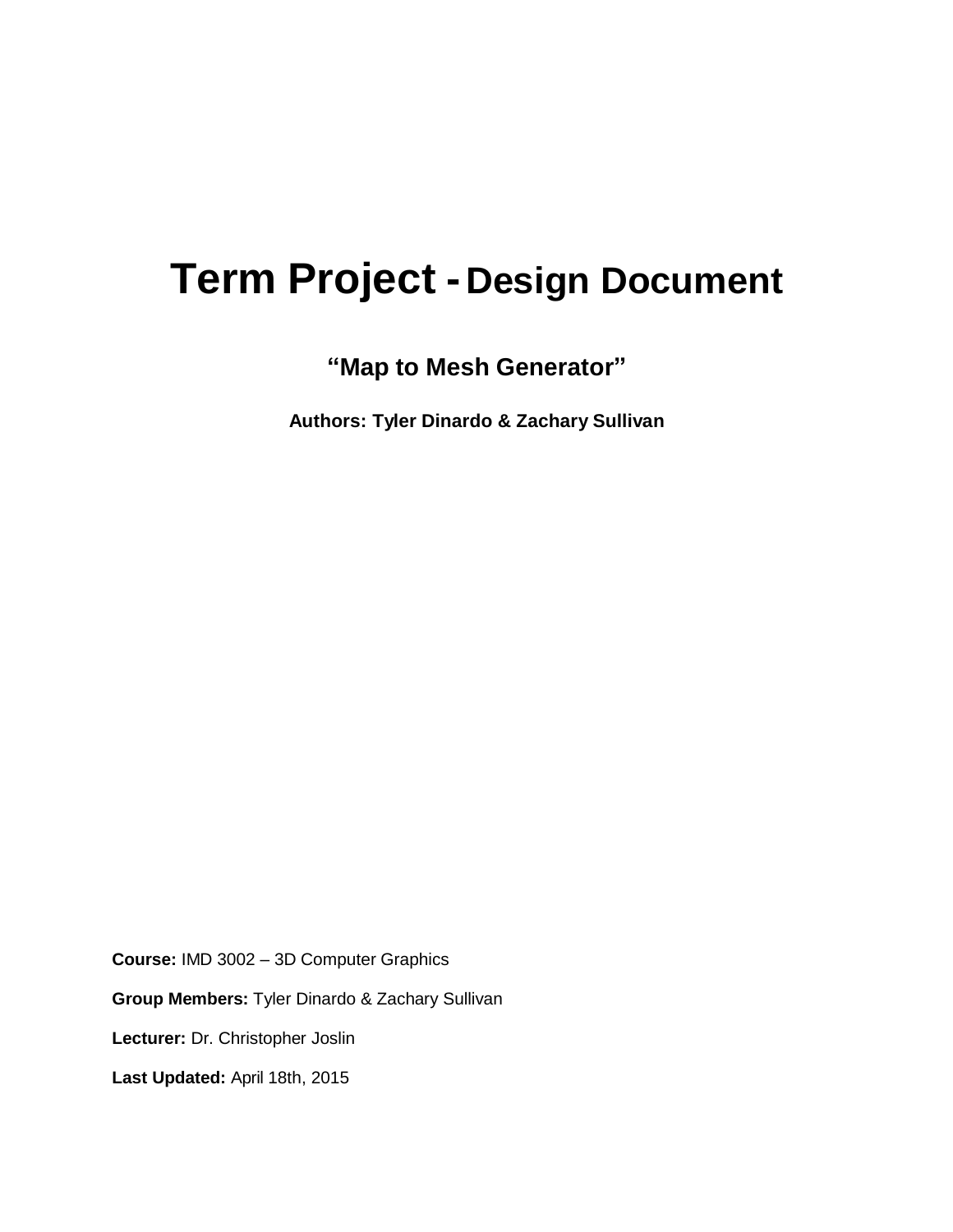# Term Project - Design Document

## "Map to Mesh Generator"

**Authors: Tyler Dinardo & Zachary Sullivan**

**Course:** IMD 3002 – 3D Computer Graphics

**Group Members:** Tyler Dinardo & Zachary Sullivan

**Lecturer:** Dr. Christopher Joslin

**Last Updated:** April 18th, 2015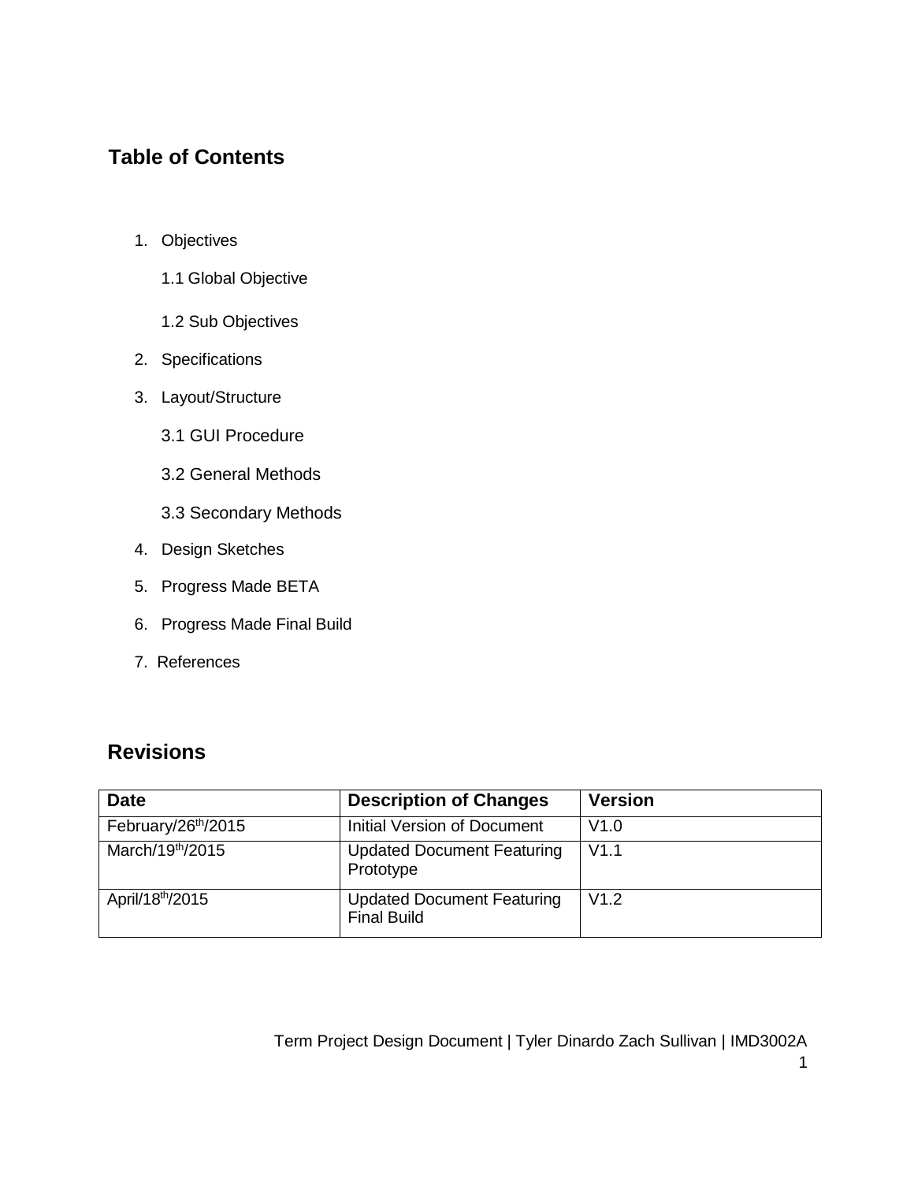## Table of Contents

1. Objectives

    1.1 Global Objective

    1.2 Sub Objectives

2. Specifications
3. Layout/Structure

    3.1 GUI Procedure

    3.2 General Methods

    3.3 Secondary Methods

4. Design Sketches
5. Progress Made BETA
6. Progress Made Final Build
7. References

## Revisions

| Date | Description of Changes | Version |
|---|---|---|
| February/26th/2015 | Initial Version of Document | V1.0 |
| March/19th/2015 | Updated Document Featuring Prototype | V1.1 |
| April/18th/2015 | Updated Document Featuring Final Build | V1.2 |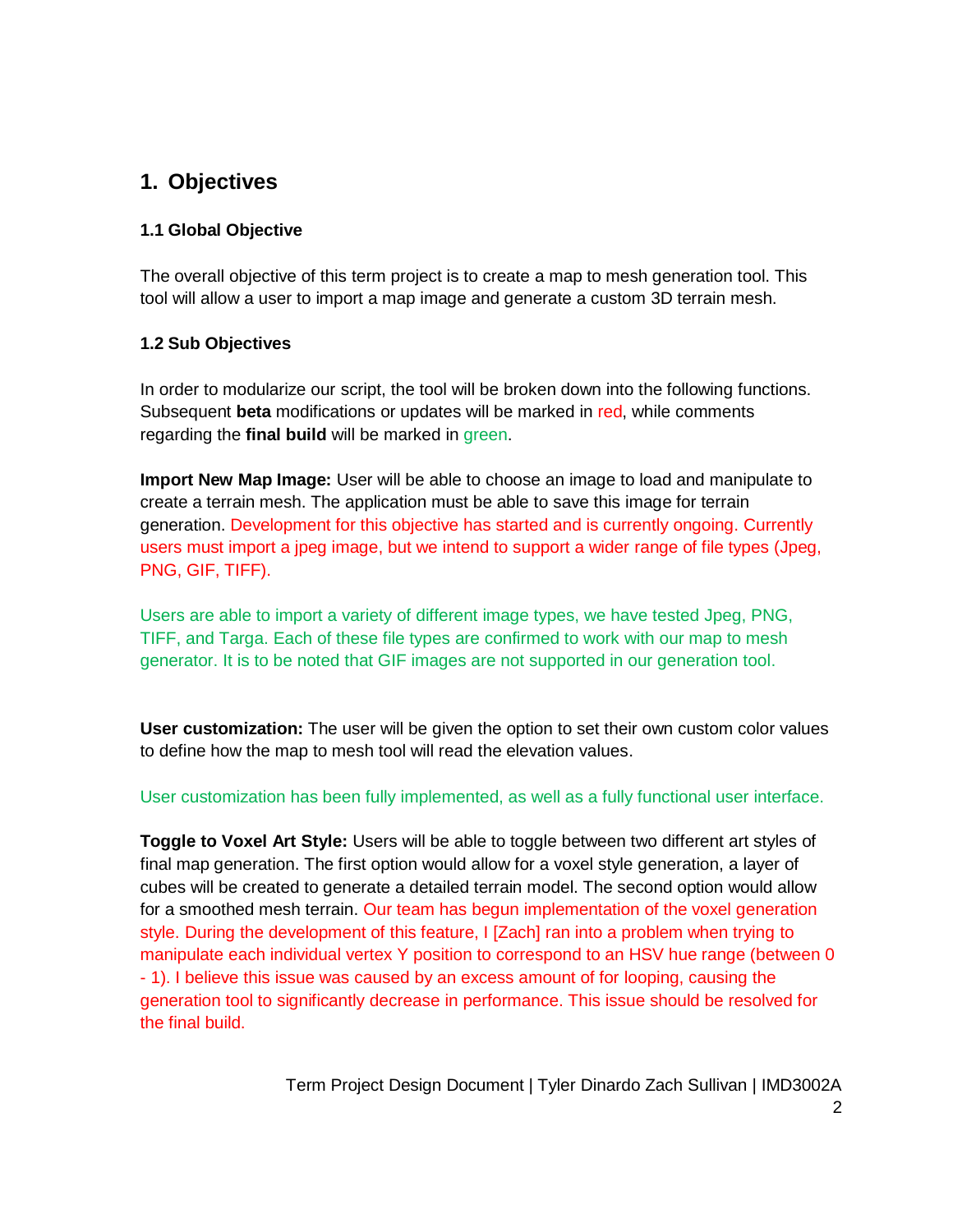# 1. Objectives

### 1.1 Global Objective

The overall objective of this term project is to create a map to mesh generation tool. This tool will allow a user to import a map image and generate a custom 3D terrain mesh.

### 1.2 Sub Objectives

In order to modularize our script, the tool will be broken down into the following functions. Subsequent **beta** modifications or updates will be marked in red, while comments regarding the **final build** will be marked in green.

**Import New Map Image:** User will be able to choose an image to load and manipulate to create a terrain mesh. The application must be able to save this image for terrain generation. Development for this objective has started and is currently ongoing. Currently users must import a jpeg image, but we intend to support a wider range of file types (Jpeg, PNG, GIF, TIFF).

Users are able to import a variety of different image types, we have tested Jpeg, PNG, TIFF, and Targa. Each of these file types are confirmed to work with our map to mesh generator. It is to be noted that GIF images are not supported in our generation tool.

**User customization:** The user will be given the option to set their own custom color values to define how the map to mesh tool will read the elevation values.

User customization has been fully implemented, as well as a fully functional user interface.

**Toggle to Voxel Art Style:** Users will be able to toggle between two different art styles of final map generation. The first option would allow for a voxel style generation, a layer of cubes will be created to generate a detailed terrain model. The second option would allow for a smoothed mesh terrain. Our team has begun implementation of the voxel generation style. During the development of this feature, I [Zach] ran into a problem when trying to manipulate each individual vertex Y position to correspond to an HSV hue range (between 0 - 1). I believe this issue was caused by an excess amount of for looping, causing the generation tool to significantly decrease in performance. This issue should be resolved for the final build.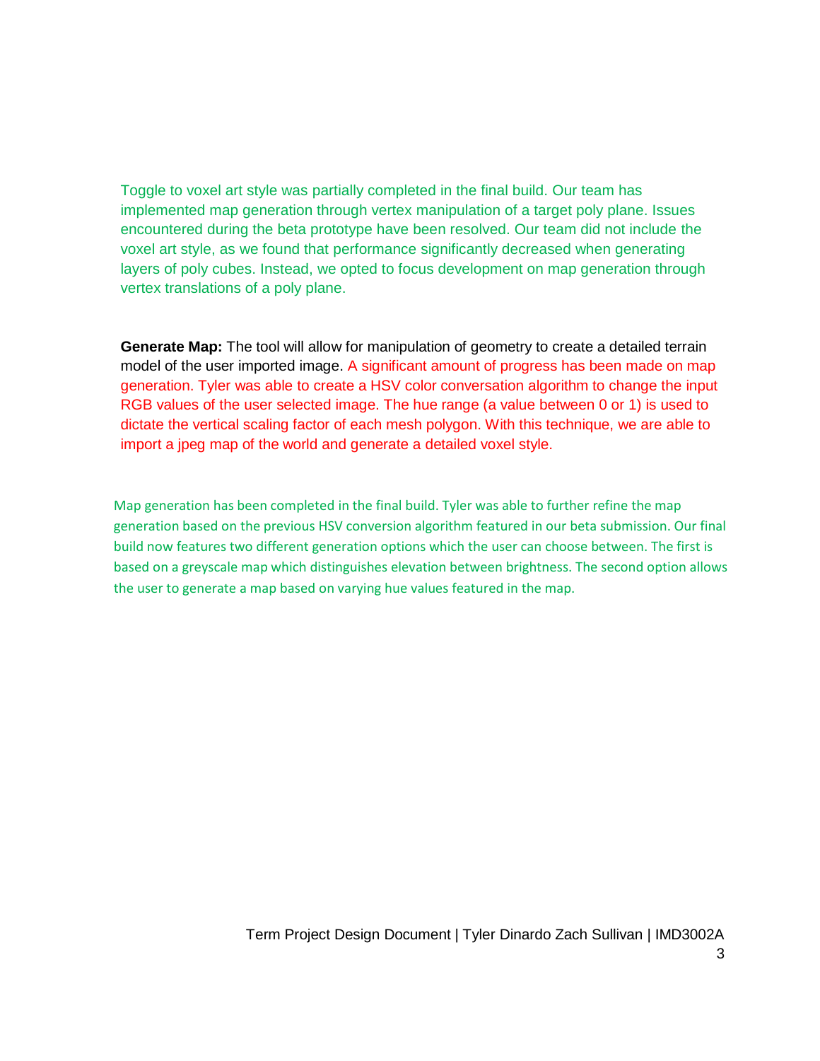Toggle to voxel art style was partially completed in the final build. Our team has implemented map generation through vertex manipulation of a target poly plane. Issues encountered during the beta prototype have been resolved. Our team did not include the voxel art style, as we found that performance significantly decreased when generating layers of poly cubes. Instead, we opted to focus development on map generation through vertex translations of a poly plane.

**Generate Map:** The tool will allow for manipulation of geometry to create a detailed terrain model of the user imported image. A significant amount of progress has been made on map generation. Tyler was able to create a HSV color conversation algorithm to change the input RGB values of the user selected image. The hue range (a value between 0 or 1) is used to dictate the vertical scaling factor of each mesh polygon. With this technique, we are able to import a jpeg map of the world and generate a detailed voxel style.

Map generation has been completed in the final build. Tyler was able to further refine the map generation based on the previous HSV conversion algorithm featured in our beta submission. Our final build now features two different generation options which the user can choose between. The first is based on a greyscale map which distinguishes elevation between brightness. The second option allows the user to generate a map based on varying hue values featured in the map.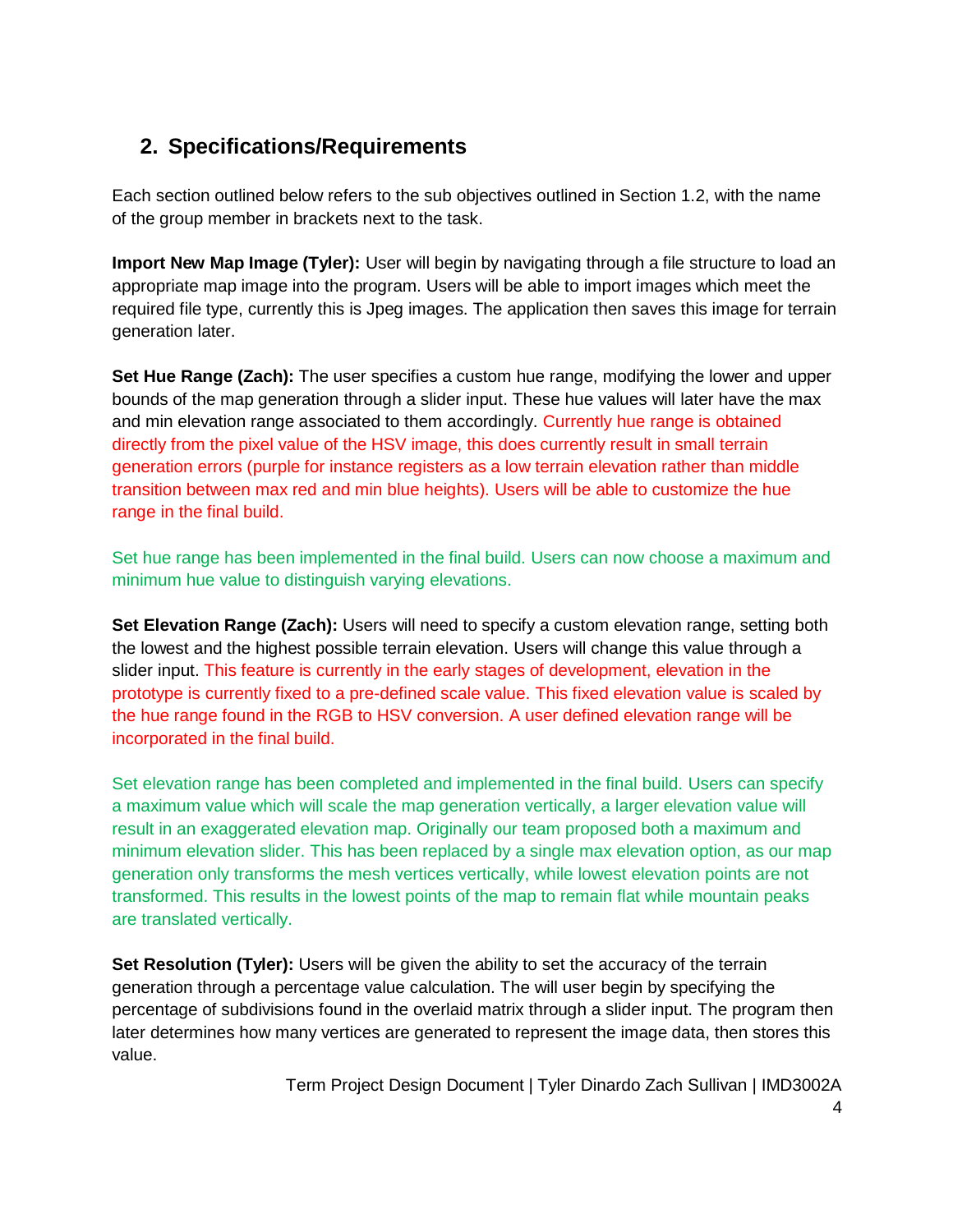## 2. Specifications/Requirements

Each section outlined below refers to the sub objectives outlined in Section 1.2, with the name of the group member in brackets next to the task.

**Import New Map Image (Tyler):** User will begin by navigating through a file structure to load an appropriate map image into the program. Users will be able to import images which meet the required file type, currently this is Jpeg images. The application then saves this image for terrain generation later.

**Set Hue Range (Zach):** The user specifies a custom hue range, modifying the lower and upper bounds of the map generation through a slider input. These hue values will later have the max and min elevation range associated to them accordingly. Currently hue range is obtained directly from the pixel value of the HSV image, this does currently result in small terrain generation errors (purple for instance registers as a low terrain elevation rather than middle transition between max red and min blue heights). Users will be able to customize the hue range in the final build.

Set hue range has been implemented in the final build. Users can now choose a maximum and minimum hue value to distinguish varying elevations.

**Set Elevation Range (Zach):** Users will need to specify a custom elevation range, setting both the lowest and the highest possible terrain elevation. Users will change this value through a slider input. This feature is currently in the early stages of development, elevation in the prototype is currently fixed to a pre-defined scale value. This fixed elevation value is scaled by the hue range found in the RGB to HSV conversion. A user defined elevation range will be incorporated in the final build.

Set elevation range has been completed and implemented in the final build. Users can specify a maximum value which will scale the map generation vertically, a larger elevation value will result in an exaggerated elevation map. Originally our team proposed both a maximum and minimum elevation slider. This has been replaced by a single max elevation option, as our map generation only transforms the mesh vertices vertically, while lowest elevation points are not transformed. This results in the lowest points of the map to remain flat while mountain peaks are translated vertically.

**Set Resolution (Tyler):** Users will be given the ability to set the accuracy of the terrain generation through a percentage value calculation. The will user begin by specifying the percentage of subdivisions found in the overlaid matrix through a slider input. The program then later determines how many vertices are generated to represent the image data, then stores this value.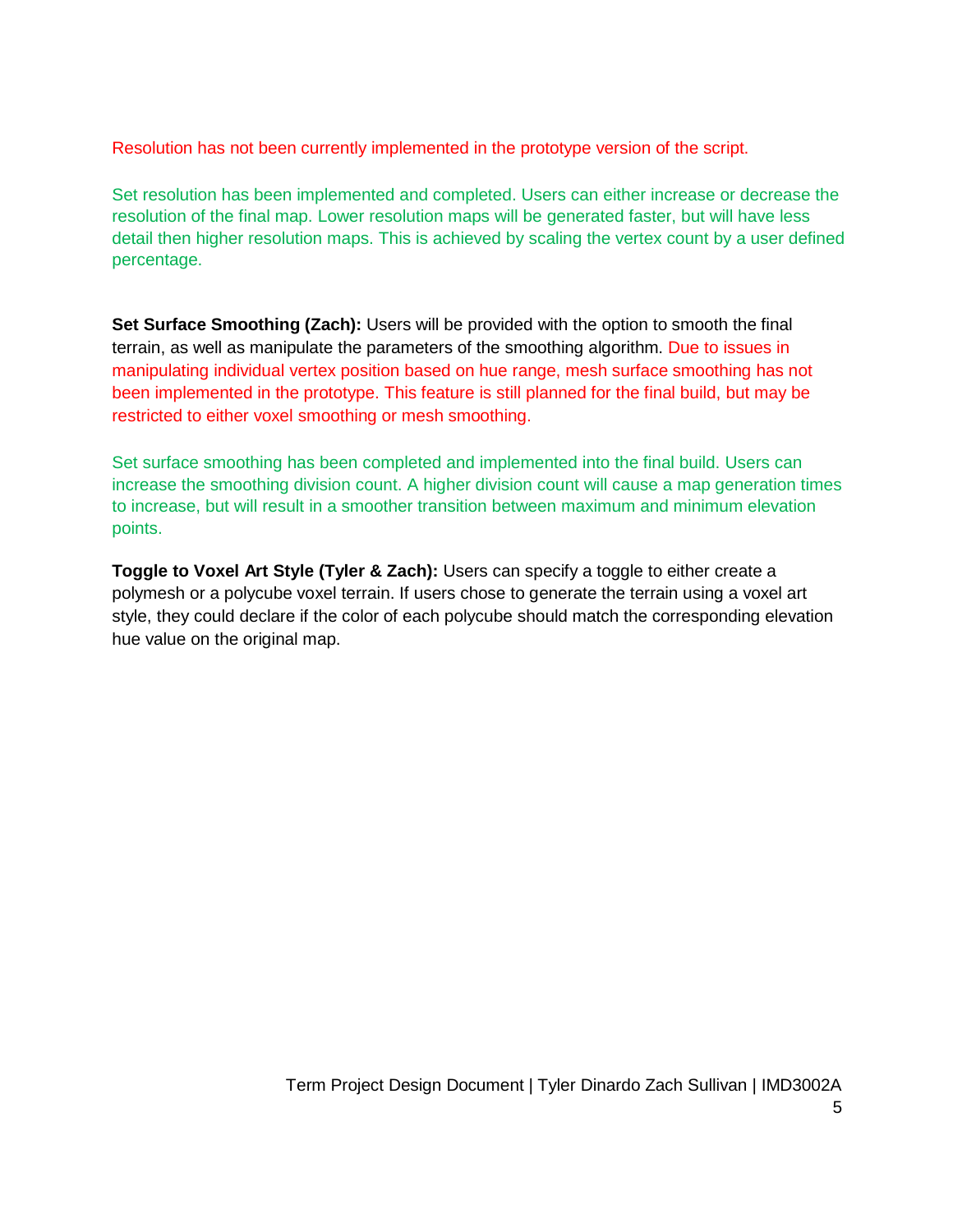Resolution has not been currently implemented in the prototype version of the script.

Set resolution has been implemented and completed. Users can either increase or decrease the resolution of the final map. Lower resolution maps will be generated faster, but will have less detail then higher resolution maps. This is achieved by scaling the vertex count by a user defined percentage.

**Set Surface Smoothing (Zach):** Users will be provided with the option to smooth the final terrain, as well as manipulate the parameters of the smoothing algorithm. Due to issues in manipulating individual vertex position based on hue range, mesh surface smoothing has not been implemented in the prototype. This feature is still planned for the final build, but may be restricted to either voxel smoothing or mesh smoothing.

Set surface smoothing has been completed and implemented into the final build. Users can increase the smoothing division count. A higher division count will cause a map generation times to increase, but will result in a smoother transition between maximum and minimum elevation points.

**Toggle to Voxel Art Style (Tyler & Zach):** Users can specify a toggle to either create a polymesh or a polycube voxel terrain. If users chose to generate the terrain using a voxel art style, they could declare if the color of each polycube should match the corresponding elevation hue value on the original map.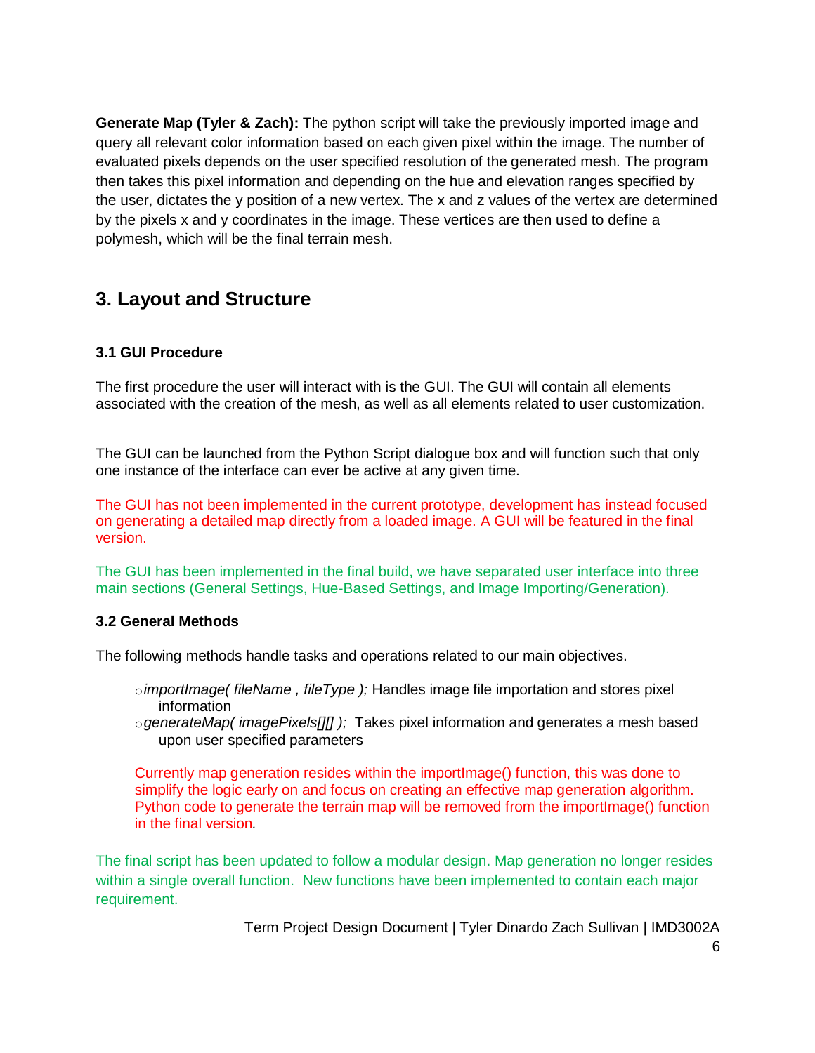**Generate Map (Tyler & Zach):** The python script will take the previously imported image and query all relevant color information based on each given pixel within the image. The number of evaluated pixels depends on the user specified resolution of the generated mesh. The program then takes this pixel information and depending on the hue and elevation ranges specified by the user, dictates the y position of a new vertex. The x and z values of the vertex are determined by the pixels x and y coordinates in the image. These vertices are then used to define a polymesh, which will be the final terrain mesh.

## 3. Layout and Structure

### 3.1 GUI Procedure

The first procedure the user will interact with is the GUI. The GUI will contain all elements associated with the creation of the mesh, as well as all elements related to user customization.

The GUI can be launched from the Python Script dialogue box and will function such that only one instance of the interface can ever be active at any given time.

The GUI has not been implemented in the current prototype, development has instead focused on generating a detailed map directly from a loaded image. A GUI will be featured in the final version.

The GUI has been implemented in the final build, we have separated user interface into three main sections (General Settings, Hue-Based Settings, and Image Importing/Generation).

### 3.2 General Methods

The following methods handle tasks and operations related to our main objectives.

- *importImage( fileName , fileType );* Handles image file importation and stores pixel information
- *generateMap( imagePixels[][] );* Takes pixel information and generates a mesh based upon user specified parameters

Currently map generation resides within the importImage() function, this was done to simplify the logic early on and focus on creating an effective map generation algorithm. Python code to generate the terrain map will be removed from the importImage() function in the final version.

The final script has been updated to follow a modular design. Map generation no longer resides within a single overall function. New functions have been implemented to contain each major requirement.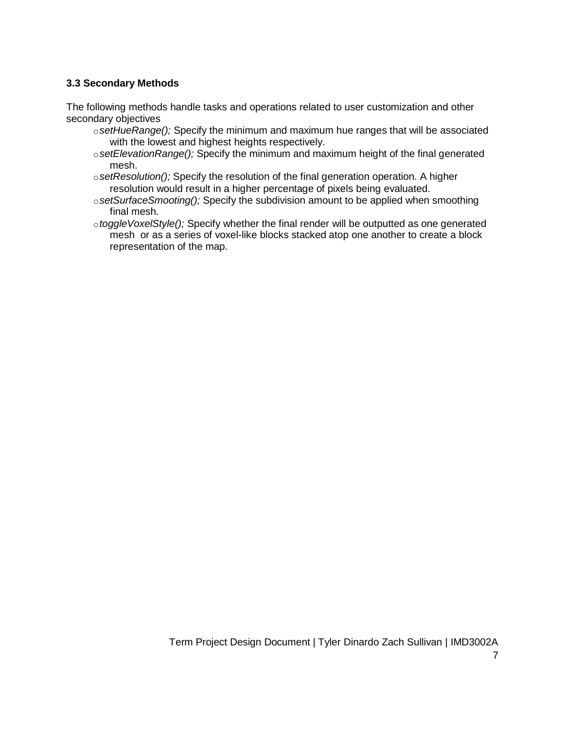### 3.3 Secondary Methods

The following methods handle tasks and operations related to user customization and other secondary objectives

- *setHueRange();* Specify the minimum and maximum hue ranges that will be associated with the lowest and highest heights respectively.
- *setElevationRange();* Specify the minimum and maximum height of the final generated mesh.
- *setResolution();* Specify the resolution of the final generation operation. A higher resolution would result in a higher percentage of pixels being evaluated.
- *setSurfaceSmooting();* Specify the subdivision amount to be applied when smoothing final mesh.
- *toggleVoxelStyle();* Specify whether the final render will be outputted as one generated mesh or as a series of voxel-like blocks stacked atop one another to create a block representation of the map.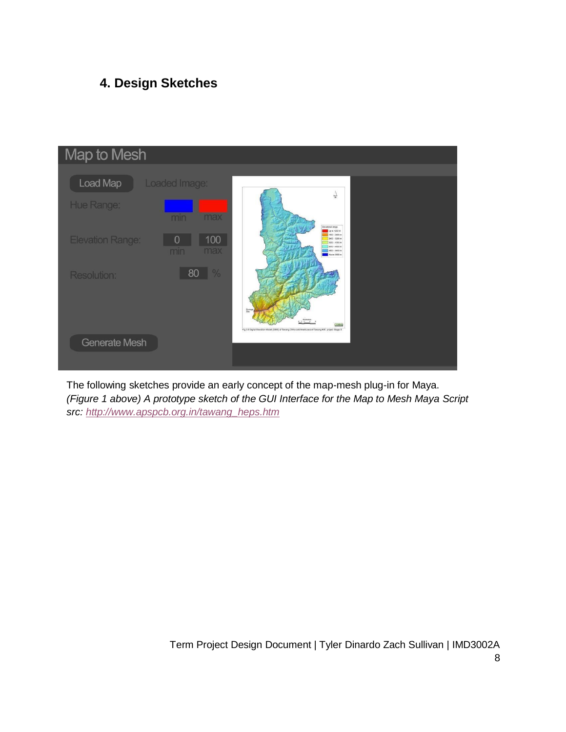## 4. Design Sketches

The following sketches provide an early concept of the map-mesh plug-in for Maya.
*(Figure 1 above) A prototype sketch of the GUI Interface for the Map to Mesh Maya Script*
*src: [http://www.apspcb.org.in/tawang_heps.htm](http://www.apspcb.org.in/tawang_heps.htm)*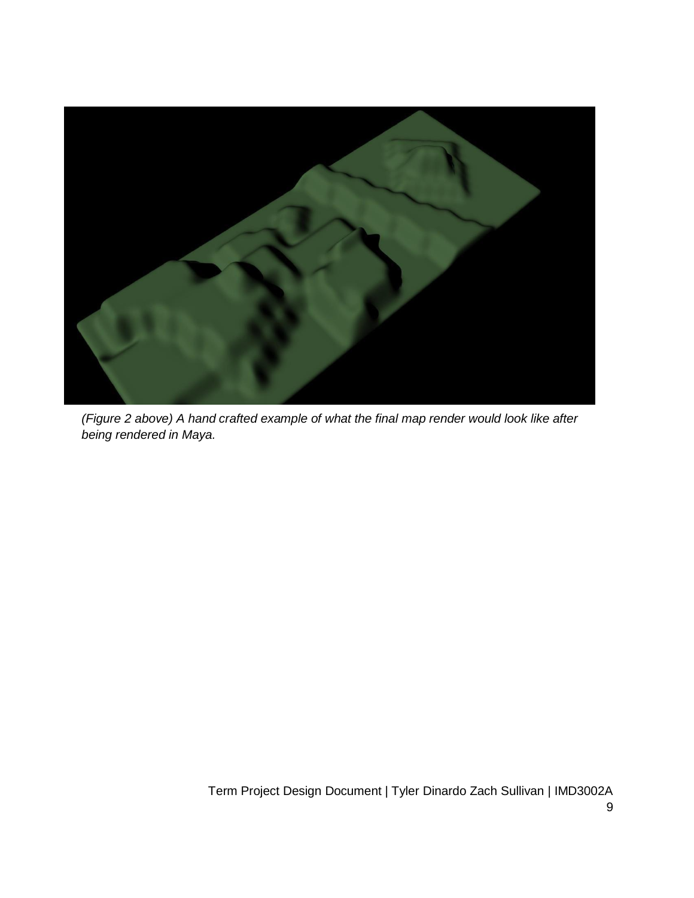*(Figure 2 above) A hand crafted example of what the final map render would look like after being rendered in Maya.*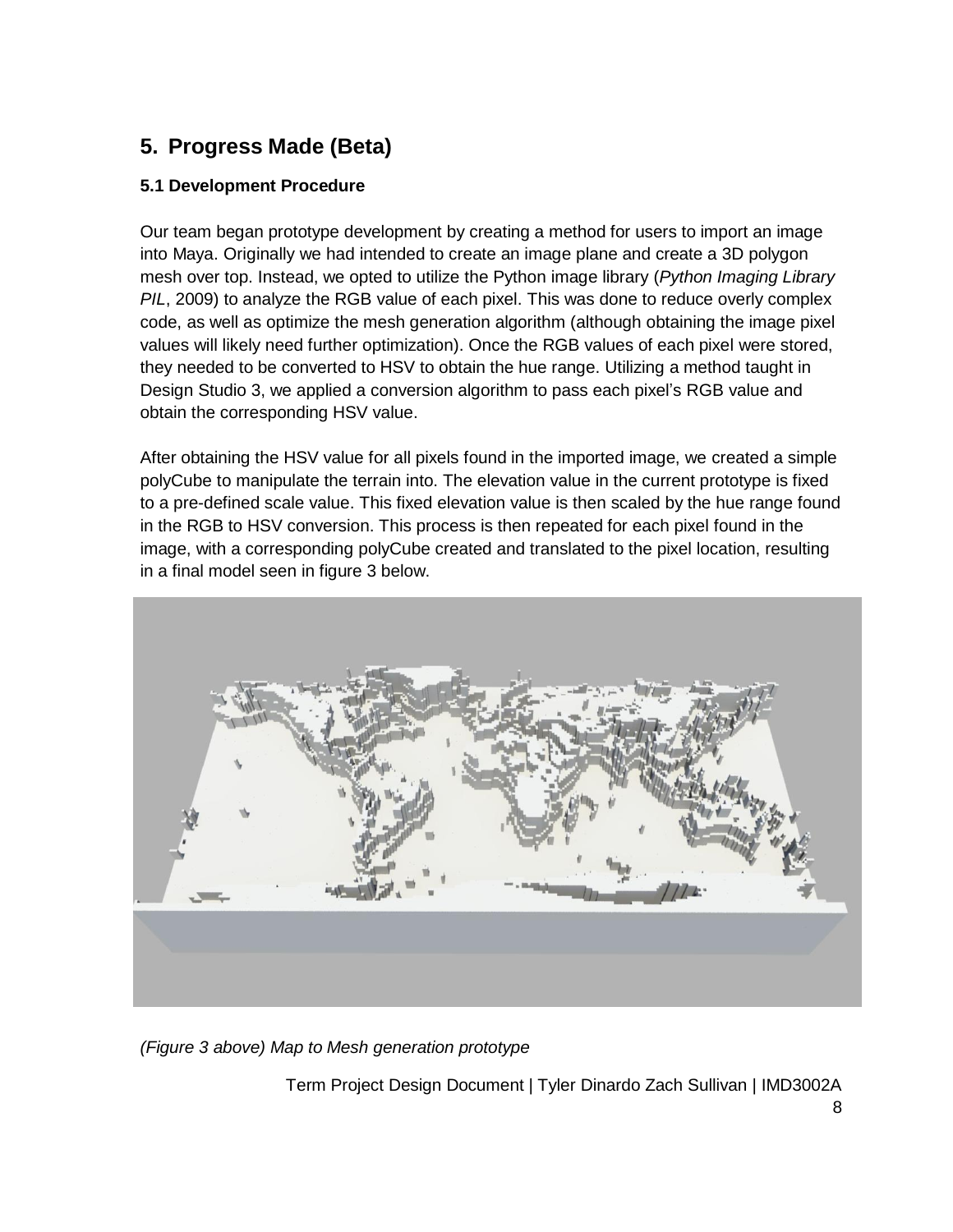## 5. Progress Made (Beta)

### 5.1 Development Procedure

Our team began prototype development by creating a method for users to import an image into Maya. Originally we had intended to create an image plane and create a 3D polygon mesh over top. Instead, we opted to utilize the Python image library (*Python Imaging Library PIL*, 2009) to analyze the RGB value of each pixel. This was done to reduce overly complex code, as well as optimize the mesh generation algorithm (although obtaining the image pixel values will likely need further optimization). Once the RGB values of each pixel were stored, they needed to be converted to HSV to obtain the hue range. Utilizing a method taught in Design Studio 3, we applied a conversion algorithm to pass each pixel's RGB value and obtain the corresponding HSV value.

After obtaining the HSV value for all pixels found in the imported image, we created a simple polyCube to manipulate the terrain into. The elevation value in the current prototype is fixed to a pre-defined scale value. This fixed elevation value is then scaled by the hue range found in the RGB to HSV conversion. This process is then repeated for each pixel found in the image, with a corresponding polyCube created and translated to the pixel location, resulting in a final model seen in figure 3 below.

*(Figure 3 above) Map to Mesh generation prototype*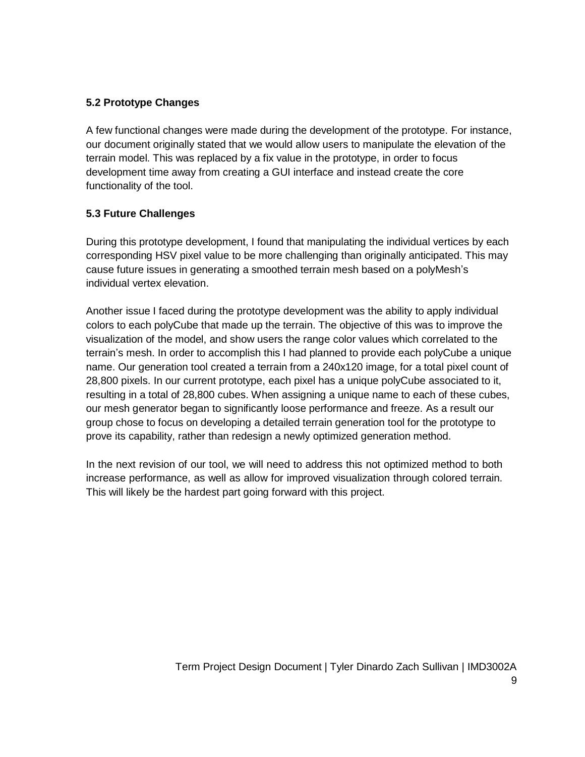### 5.2 Prototype Changes

A few functional changes were made during the development of the prototype. For instance, our document originally stated that we would allow users to manipulate the elevation of the terrain model. This was replaced by a fix value in the prototype, in order to focus development time away from creating a GUI interface and instead create the core functionality of the tool.

### 5.3 Future Challenges

During this prototype development, I found that manipulating the individual vertices by each corresponding HSV pixel value to be more challenging than originally anticipated. This may cause future issues in generating a smoothed terrain mesh based on a polyMesh's individual vertex elevation.

Another issue I faced during the prototype development was the ability to apply individual colors to each polyCube that made up the terrain. The objective of this was to improve the visualization of the model, and show users the range color values which correlated to the terrain's mesh. In order to accomplish this I had planned to provide each polyCube a unique name. Our generation tool created a terrain from a 240x120 image, for a total pixel count of 28,800 pixels. In our current prototype, each pixel has a unique polyCube associated to it, resulting in a total of 28,800 cubes. When assigning a unique name to each of these cubes, our mesh generator began to significantly loose performance and freeze. As a result our group chose to focus on developing a detailed terrain generation tool for the prototype to prove its capability, rather than redesign a newly optimized generation method.

In the next revision of our tool, we will need to address this not optimized method to both increase performance, as well as allow for improved visualization through colored terrain. This will likely be the hardest part going forward with this project.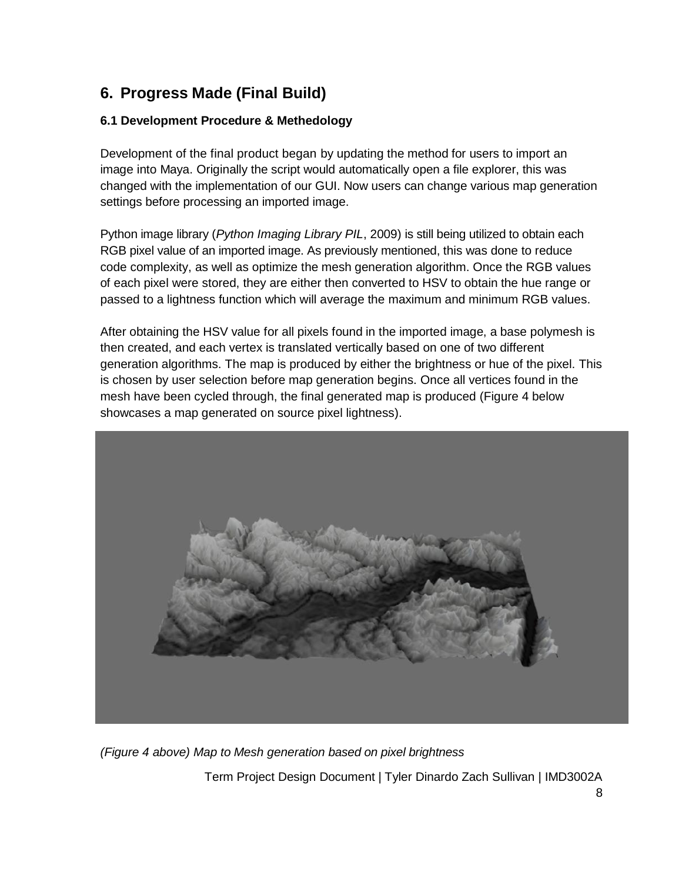# 6. Progress Made (Final Build)

### 6.1 Development Procedure & Methedology

Development of the final product began by updating the method for users to import an image into Maya. Originally the script would automatically open a file explorer, this was changed with the implementation of our GUI. Now users can change various map generation settings before processing an imported image.

Python image library (*Python Imaging Library PIL*, 2009) is still being utilized to obtain each RGB pixel value of an imported image. As previously mentioned, this was done to reduce code complexity, as well as optimize the mesh generation algorithm. Once the RGB values of each pixel were stored, they are either then converted to HSV to obtain the hue range or passed to a lightness function which will average the maximum and minimum RGB values.

After obtaining the HSV value for all pixels found in the imported image, a base polymesh is then created, and each vertex is translated vertically based on one of two different generation algorithms. The map is produced by either the brightness or hue of the pixel. This is chosen by user selection before map generation begins. Once all vertices found in the mesh have been cycled through, the final generated map is produced (Figure 4 below showcases a map generated on source pixel lightness).

*(Figure 4 above) Map to Mesh generation based on pixel brightness*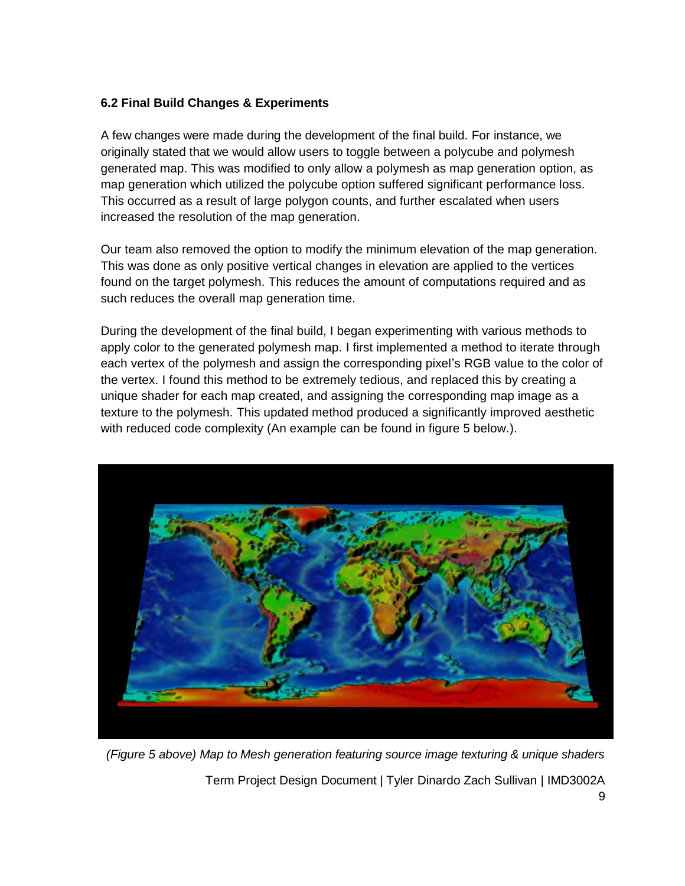### 6.2 Final Build Changes & Experiments

A few changes were made during the development of the final build. For instance, we originally stated that we would allow users to toggle between a polycube and polymesh generated map. This was modified to only allow a polymesh as map generation option, as map generation which utilized the polycube option suffered significant performance loss. This occurred as a result of large polygon counts, and further escalated when users increased the resolution of the map generation.

Our team also removed the option to modify the minimum elevation of the map generation. This was done as only positive vertical changes in elevation are applied to the vertices found on the target polymesh. This reduces the amount of computations required and as such reduces the overall map generation time.

During the development of the final build, I began experimenting with various methods to apply color to the generated polymesh map. I first implemented a method to iterate through each vertex of the polymesh and assign the corresponding pixel's RGB value to the color of the vertex. I found this method to be extremely tedious, and replaced this by creating a unique shader for each map created, and assigning the corresponding map image as a texture to the polymesh. This updated method produced a significantly improved aesthetic with reduced code complexity (An example can be found in figure 5 below.).

*(Figure 5 above) Map to Mesh generation featuring source image texturing & unique shaders*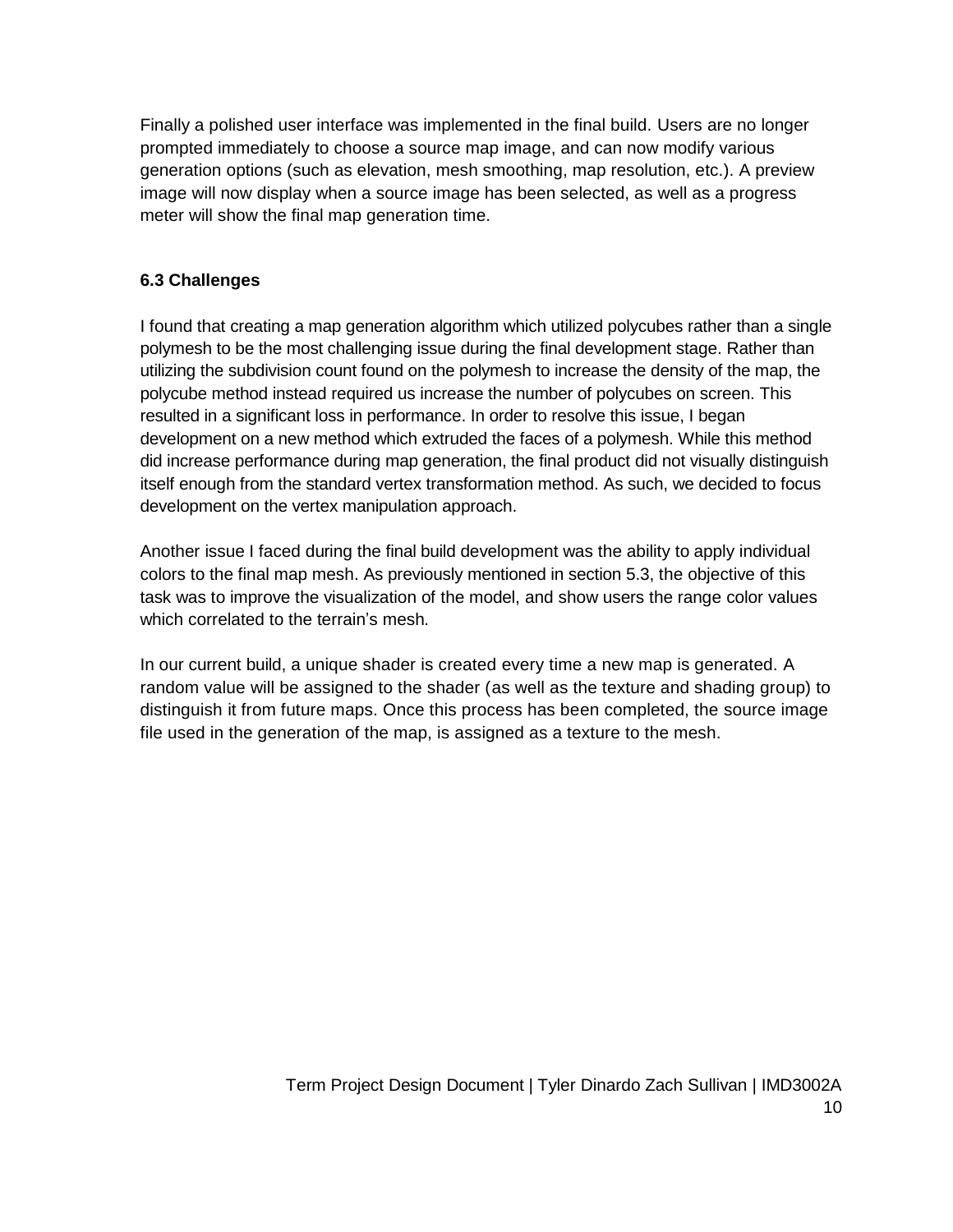Finally a polished user interface was implemented in the final build. Users are no longer prompted immediately to choose a source map image, and can now modify various generation options (such as elevation, mesh smoothing, map resolution, etc.). A preview image will now display when a source image has been selected, as well as a progress meter will show the final map generation time.

### 6.3 Challenges

I found that creating a map generation algorithm which utilized polycubes rather than a single polymesh to be the most challenging issue during the final development stage. Rather than utilizing the subdivision count found on the polymesh to increase the density of the map, the polycube method instead required us increase the number of polycubes on screen. This resulted in a significant loss in performance. In order to resolve this issue, I began development on a new method which extruded the faces of a polymesh. While this method did increase performance during map generation, the final product did not visually distinguish itself enough from the standard vertex transformation method. As such, we decided to focus development on the vertex manipulation approach.

Another issue I faced during the final build development was the ability to apply individual colors to the final map mesh. As previously mentioned in section 5.3, the objective of this task was to improve the visualization of the model, and show users the range color values which correlated to the terrain's mesh.

In our current build, a unique shader is created every time a new map is generated. A random value will be assigned to the shader (as well as the texture and shading group) to distinguish it from future maps. Once this process has been completed, the source image file used in the generation of the map, is assigned as a texture to the mesh.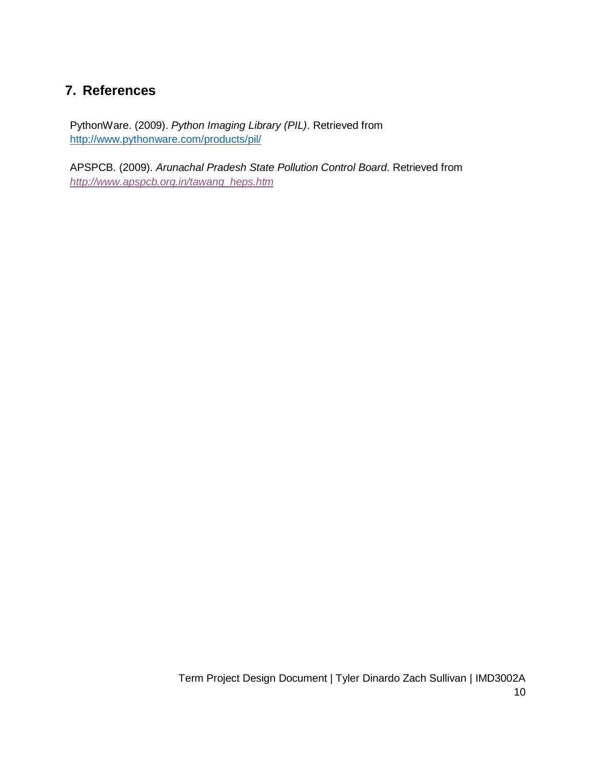## 7. References

PythonWare. (2009). *Python Imaging Library (PIL)*. Retrieved from http://www.pythonware.com/products/pil/

APSPCB. (2009). *Arunachal Pradesh State Pollution Control Board*. Retrieved from *http://www.apspcb.org.in/tawang_heps.htm*